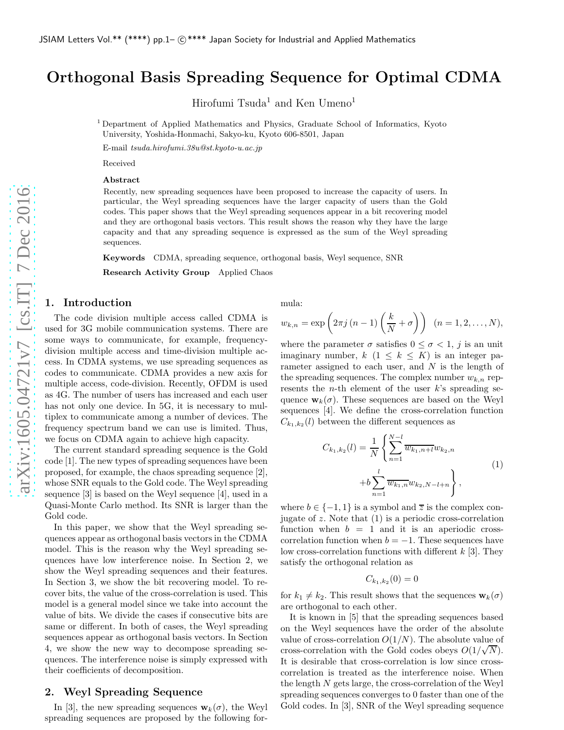# Orthogonal Basis Spreading Sequence for Optimal CDMA

Hirofumi Tsuda[1] and Ken Umeno[1]

[1] Department of Applied Mathematics and Physics, Graduate School of Informatics, Kyoto University, Yoshida-Honmachi, Sakyo-ku, Kyoto 606-8501, Japan

E-mail *tsuda.hirofumi.38u@st.kyoto-u.ac.jp*

Received

**Abstract**

Recently, new spreading sequences have been proposed to increase the capacity of users. In particular, the Weyl spreading sequences have the larger capacity of users than the Gold codes. This paper shows that the Weyl spreading sequences appear in a bit recovering model and they are orthogonal basis vectors. This result shows the reason why they have the large capacity and that any spreading sequence is expressed as the sum of the Weyl spreading sequences.

**Keywords** CDMA, spreading sequence, orthogonal basis, Weyl sequence, SNR

**Research Activity Group** Applied Chaos

## 1. Introduction

The code division multiple access called CDMA is used for 3G mobile communication systems. There are some ways to communicate, for example, frequency-division multiple access and time-division multiple access. In CDMA systems, we use spreading sequences as codes to communicate. CDMA provides a new axis for multiple access, code-division. Recently, OFDM is used as 4G. The number of users has increased and each user has not only one device. In 5G, it is necessary to multiplex to communicate among a number of devices. The frequency spectrum band we can use is limited. Thus, we focus on CDMA again to achieve high capacity.

The current standard spreading sequence is the Gold code [1]. The new types of spreading sequences have been proposed, for example, the chaos spreading sequence [2], whose SNR equals to the Gold code. The Weyl spreading sequence [3] is based on the Weyl sequence [4], used in a Quasi-Monte Carlo method. Its SNR is larger than the Gold code.

In this paper, we show that the Weyl spreading sequences appear as orthogonal basis vectors in the CDMA model. This is the reason why the Weyl spreading sequences have low interference noise. In Section 2, we show the Weyl spreading sequences and their features. In Section 3, we show the bit recovering model. To recover bits, the value of the cross-correlation is used. This model is a general model since we take into account the value of bits. We divide the cases if consecutive bits are same or different. In both of cases, the Weyl spreading sequences appear as orthogonal basis vectors. In Section 4, we show the new way to decompose spreading sequences. The interference noise is simply expressed with their coefficients of decomposition.

## 2. Weyl Spreading Sequence

In [3], the new spreading sequences $\mathbf{w}_k(\sigma)$, the Weyl spreading sequences are proposed by the following formula:

$$w_{k,n} = \exp\left(2\pi j\,(n-1)\left(\frac{k}{N}+\sigma\right)\right) \quad (n = 1, 2, \ldots, N),$$

where the parameter $\sigma$ satisfies $0 \le \sigma < 1$, $j$ is an unit imaginary number, $k$ $(1 \le k \le K)$ is an integer parameter assigned to each user, and $N$ is the length of the spreading sequences. The complex number $w_{k,n}$ represents the $n$-th element of the user $k$'s spreading sequence $\mathbf{w}_k(\sigma)$. These sequences are based on the Weyl sequences [4]. We define the cross-correlation function $C_{k_1,k_2}(l)$ between the different sequences as

$$C_{k_1,k_2}(l) = \frac{1}{N}\left\{\sum_{n=1}^{N-l} \overline{w_{k_1,n+l}}\, w_{k_2,n} + b\sum_{n=1}^{l} \overline{w_{k_1,n}}\, w_{k_2,N-l+n}\right\}, \tag{1}$$

where $b \in \{-1, 1\}$ is a symbol and $\overline{z}$ is the complex conjugate of $z$. Note that (1) is a periodic cross-correlation function when $b = 1$ and it is an aperiodic cross-correlation function when $b = -1$. These sequences have low cross-correlation functions with different $k$ [3]. They satisfy the orthogonal relation as

$$C_{k_1,k_2}(0) = 0$$

for $k_1 \neq k_2$. This result shows that the sequences $\mathbf{w}_k(\sigma)$ are orthogonal to each other.

It is known in [5] that the spreading sequences based on the Weyl sequences have the order of the absolute value of cross-correlation $O(1/N)$. The absolute value of cross-correlation with the Gold codes obeys $O(1/\sqrt{N})$. It is desirable that cross-correlation is low since cross-correlation is treated as the interference noise. When the length $N$ gets large, the cross-correlation of the Weyl spreading sequences converges to 0 faster than one of the Gold codes. In [3], SNR of the Weyl spreading sequence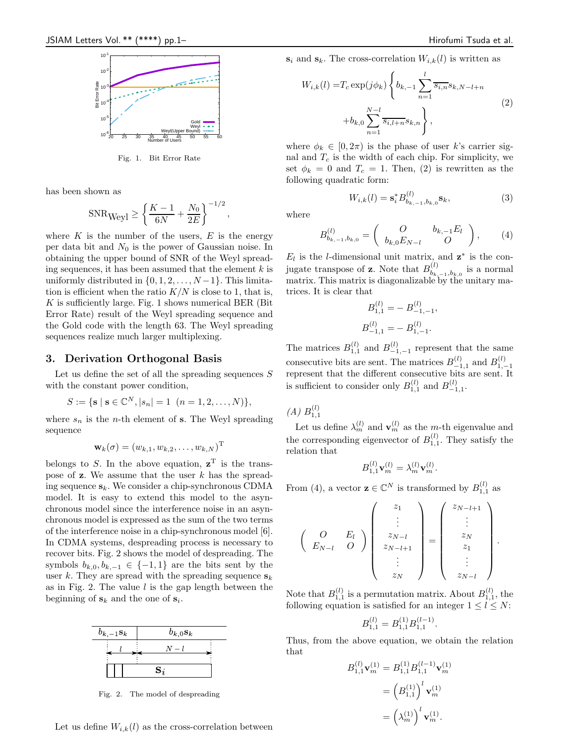Fig. 1. Bit Error Rate

has been shown as

$$\mathrm{SNR}_{\mathrm{Weyl}} \geq \left\{ \frac{K-1}{6N} + \frac{N_0}{2E} \right\}^{-1/2},$$

where $K$ is the number of the users, $E$ is the energy per data bit and $N_0$ is the power of Gaussian noise. In obtaining the upper bound of SNR of the Weyl spreading sequences, it has been assumed that the element $k$ is uniformly distributed in $\{0, 1, 2, \ldots, N-1\}$. This limitation is efficient when the ratio $K/N$ is close to 1, that is, $K$ is sufficiently large. Fig. 1 shows numerical BER (Bit Error Rate) result of the Weyl spreading sequence and the Gold code with the length 63. The Weyl spreading sequences realize much larger multiplexing.

## 3. Derivation Orthogonal Basis

Let us define the set of all the spreading sequences $S$ with the constant power condition,

$$S := \{\mathbf{s} \mid \mathbf{s} \in \mathbb{C}^N, |s_n| = 1 \ \ (n = 1, 2, \ldots, N)\},$$

where $s_n$ is the $n$-th element of $\mathbf{s}$. The Weyl spreading sequence

$$\mathbf{w}_k(\sigma) = (w_{k,1}, w_{k,2}, \ldots, w_{k,N})^{\mathrm{T}}$$

belongs to $S$. In the above equation, $\mathbf{z}^{\mathrm{T}}$ is the transpose of $\mathbf{z}$. We assume that the user $k$ has the spreading sequence $\mathbf{s}_k$. We consider a chip-synchronous CDMA model. It is easy to extend this model to the asynchronous model since the interference noise in an asynchronous model is expressed as the sum of the two terms of the interference noise in a chip-synchronous model [6]. In CDMA systems, despreading process is necessary to recover bits. Fig. 2 shows the model of despreading. The symbols $b_{k,0}, b_{k,-1} \in \{-1, 1\}$ are the bits sent by the user $k$. They are spread with the spreading sequence $\mathbf{s}_k$ as in Fig. 2. The value $l$ is the gap length between the beginning of $\mathbf{s}_k$ and the one of $\mathbf{s}_i$.

Fig. 2. The model of despreading

Let us define $W_{i,k}(l)$ as the cross-correlation between $\mathbf{s}_i$ and $\mathbf{s}_k$. The cross-correlation $W_{i,k}(l)$ is written as

$$\begin{aligned} W_{i,k}(l) = & T_c \exp(j\phi_k) \left\{ b_{k,-1} \sum_{n=1}^{l} \overline{s_{i,n}} s_{k,N-l+n} \right. \\ & \left. + b_{k,0} \sum_{n=1}^{N-l} \overline{s_{i,l+n}} s_{k,n} \right\}, \end{aligned} \tag{2}$$

where $\phi_k \in [0, 2\pi)$ is the phase of user $k$'s carrier signal and $T_c$ is the width of each chip. For simplicity, we set $\phi_k = 0$ and $T_c = 1$. Then, (2) is rewritten as the following quadratic form:

$$W_{i,k}(l) = \mathbf{s}_i^* B_{b_{k,-1}, b_{k,0}}^{(l)} \mathbf{s}_k, \tag{3}$$

where

$$B_{b_{k,-1}, b_{k,0}}^{(l)} = \begin{pmatrix} O & b_{k,-1} E_l \\ b_{k,0} E_{N-l} & O \end{pmatrix}, \tag{4}$$

$E_l$ is the $l$-dimensional unit matrix, and $\mathbf{z}^*$ is the conjugate transpose of $\mathbf{z}$. Note that $B_{b_{k,-1}, b_{k,0}}^{(l)}$ is a normal matrix. This matrix is diagonalizable by the unitary matrices. It is clear that

$$B_{1,1}^{(l)} = -B_{-1,-1}^{(l)},$$

$$B_{-1,1}^{(l)} = -B_{1,-1}^{(l)}.$$

The matrices $B_{1,1}^{(l)}$ and $B_{-1,-1}^{(l)}$ represent that the same consecutive bits are sent. The matrices $B_{-1,1}^{(l)}$ and $B_{1,-1}^{(l)}$ represent that the different consecutive bits are sent. It is sufficient to consider only $B_{1,1}^{(l)}$ and $B_{-1,1}^{(l)}$.

*(A)* $B_{1,1}^{(l)}$

Let us define $\lambda_m^{(l)}$ and $\mathbf{v}_m^{(l)}$ as the $m$-th eigenvalue and the corresponding eigenvector of $B_{1,1}^{(l)}$. They satisfy the relation that

$$B_{1,1}^{(l)} \mathbf{v}_m^{(l)} = \lambda_m^{(l)} \mathbf{v}_m^{(l)}.$$

From (4), a vector $\mathbf{z} \in \mathbb{C}^N$ is transformed by $B_{1,1}^{(l)}$ as

$$\begin{pmatrix} O & E_l \\ E_{N-l} & O \end{pmatrix} \begin{pmatrix} z_1 \\ \vdots \\ z_{N-l} \\ z_{N-l+1} \\ \vdots \\ z_N \end{pmatrix} = \begin{pmatrix} z_{N-l+1} \\ \vdots \\ z_N \\ z_1 \\ \vdots \\ z_{N-l} \end{pmatrix}.$$

Note that $B_{1,1}^{(l)}$ is a permutation matrix. About $B_{1,1}^{(l)}$, the following equation is satisfied for an integer $1 \leq l \leq N$:

$$B_{1,1}^{(l)} = B_{1,1}^{(1)} B_{1,1}^{(l-1)}.$$

Thus, from the above equation, we obtain the relation that

$$\begin{aligned} B_{1,1}^{(l)} \mathbf{v}_m^{(1)} &= B_{1,1}^{(1)} B_{1,1}^{(l-1)} \mathbf{v}_m^{(1)} \\ &= \left( B_{1,1}^{(1)} \right)^l \mathbf{v}_m^{(1)} \\ &= \left( \lambda_m^{(1)} \right)^l \mathbf{v}_m^{(1)}. \end{aligned}$$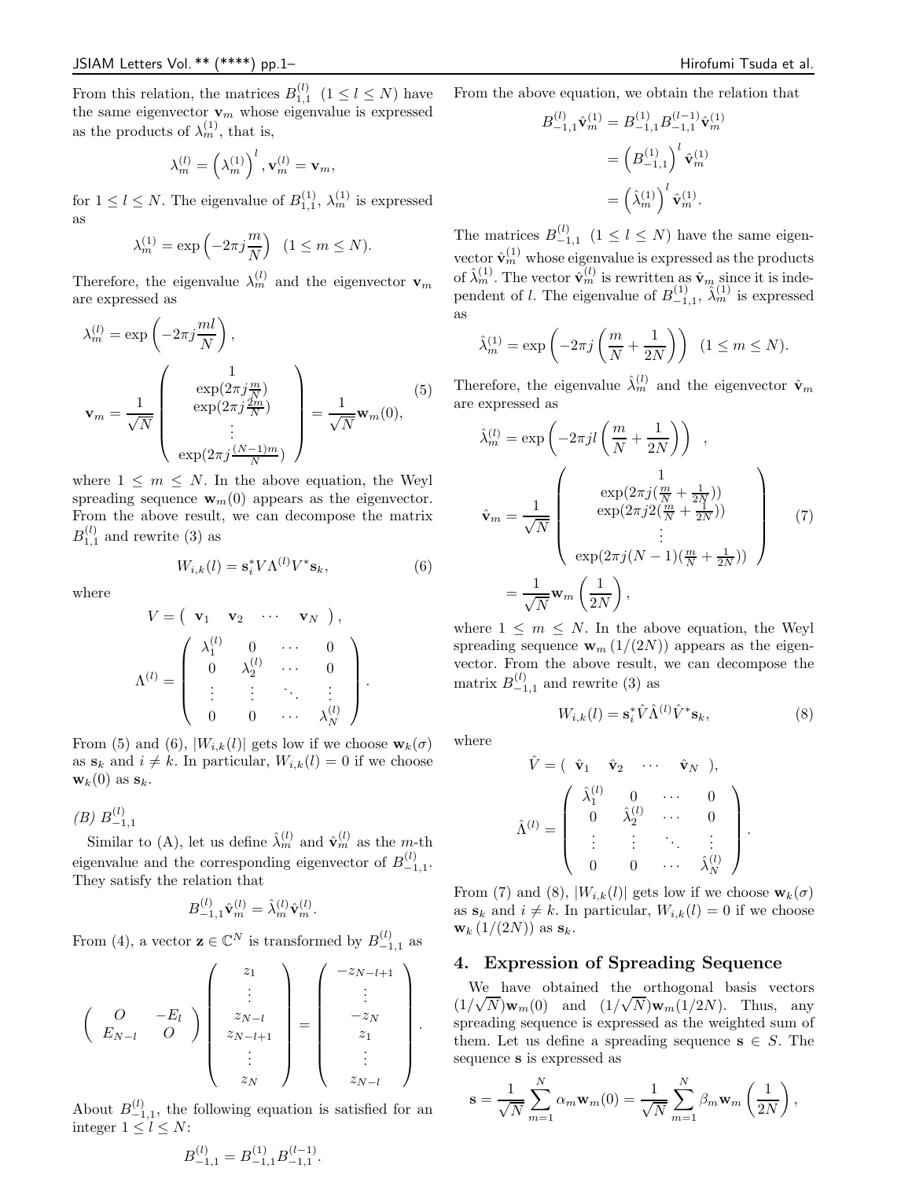From this relation, the matrices $B_{1,1}^{(l)}$ $(1 \le l \le N)$ have the same eigenvector $\mathbf{v}_m$ whose eigenvalue is expressed as the products of $\lambda_m^{(1)}$, that is,

$$\lambda_m^{(l)} = \left(\lambda_m^{(1)}\right)^l, \mathbf{v}_m^{(l)} = \mathbf{v}_m,$$

for $1 \le l \le N$. The eigenvalue of $B_{1,1}^{(1)}$, $\lambda_m^{(1)}$ is expressed as

$$\lambda_m^{(1)} = \exp\left(-2\pi j \frac{m}{N}\right) \quad (1 \le m \le N).$$

Therefore, the eigenvalue $\lambda_m^{(l)}$ and the eigenvector $\mathbf{v}_m$ are expressed as

$$\lambda_m^{(l)} = \exp\left(-2\pi j \frac{ml}{N}\right),$$
$$\mathbf{v}_m = \frac{1}{\sqrt{N}} \begin{pmatrix} 1 \\ \exp(2\pi j \frac{m}{N}) \\ \exp(2\pi j \frac{2m}{N}) \\ \vdots \\ \exp(2\pi j \frac{(N-1)m}{N}) \end{pmatrix} = \frac{1}{\sqrt{N}} \mathbf{w}_m(0), \tag{5}$$

where $1 \le m \le N$. In the above equation, the Weyl spreading sequence $\mathbf{w}_m(0)$ appears as the eigenvector. From the above result, we can decompose the matrix $B_{1,1}^{(l)}$ and rewrite (3) as

$$W_{i,k}(l) = \mathbf{s}_i^* V \Lambda^{(l)} V^* \mathbf{s}_k, \tag{6}$$

where

$$V = \begin{pmatrix} \mathbf{v}_1 & \mathbf{v}_2 & \cdots & \mathbf{v}_N \end{pmatrix},$$
$$\Lambda^{(l)} = \begin{pmatrix} \lambda_1^{(l)} & 0 & \cdots & 0 \\ 0 & \lambda_2^{(l)} & \cdots & 0 \\ \vdots & \vdots & \ddots & \vdots \\ 0 & 0 & \cdots & \lambda_N^{(l)} \end{pmatrix}.$$

From (5) and (6), $|W_{i,k}(l)|$ gets low if we choose $\mathbf{w}_k(\sigma)$ as $\mathbf{s}_k$ and $i \neq k$. In particular, $W_{i,k}(l) = 0$ if we choose $\mathbf{w}_k(0)$ as $\mathbf{s}_k$.

*(B)* $B_{-1,1}^{(l)}$

Similar to (A), let us define $\hat{\lambda}_m^{(l)}$ and $\hat{\mathbf{v}}_m^{(l)}$ as the $m$-th eigenvalue and the corresponding eigenvector of $B_{-1,1}^{(l)}$. They satisfy the relation that

$$B_{-1,1}^{(l)} \hat{\mathbf{v}}_m^{(l)} = \hat{\lambda}_m^{(l)} \hat{\mathbf{v}}_m^{(l)}.$$

From (4), a vector $\mathbf{z} \in \mathbb{C}^N$ is transformed by $B_{-1,1}^{(l)}$ as

$$\begin{pmatrix} O & -E_l \\ E_{N-l} & O \end{pmatrix} \begin{pmatrix} z_1 \\ \vdots \\ z_{N-l} \\ z_{N-l+1} \\ \vdots \\ z_N \end{pmatrix} = \begin{pmatrix} -z_{N-l+1} \\ \vdots \\ -z_N \\ z_1 \\ \vdots \\ z_{N-l} \end{pmatrix}.$$

About $B_{-1,1}^{(l)}$, the following equation is satisfied for an integer $1 \le l \le N$:

$$B_{-1,1}^{(l)} = B_{-1,1}^{(1)} B_{-1,1}^{(l-1)}.$$

From the above equation, we obtain the relation that

$$\begin{aligned} B_{-1,1}^{(l)} \hat{\mathbf{v}}_m^{(1)} &= B_{-1,1}^{(1)} B_{-1,1}^{(l-1)} \hat{\mathbf{v}}_m^{(1)} \\ &= \left(B_{-1,1}^{(1)}\right)^l \hat{\mathbf{v}}_m^{(1)} \\ &= \left(\hat{\lambda}_m^{(1)}\right)^l \hat{\mathbf{v}}_m^{(1)}. \end{aligned}$$

The matrices $B_{-1,1}^{(l)}$ $(1 \le l \le N)$ have the same eigenvector $\hat{\mathbf{v}}_m^{(1)}$ whose eigenvalue is expressed as the products of $\hat{\lambda}_m^{(1)}$. The vector $\hat{\mathbf{v}}_m^{(l)}$ is rewritten as $\hat{\mathbf{v}}_m$ since it is independent of $l$. The eigenvalue of $B_{-1,1}^{(1)}$, $\hat{\lambda}_m^{(1)}$ is expressed as

$$\hat{\lambda}_m^{(1)} = \exp\left(-2\pi j \left(\frac{m}{N} + \frac{1}{2N}\right)\right) \quad (1 \le m \le N).$$

Therefore, the eigenvalue $\hat{\lambda}_m^{(l)}$ and the eigenvector $\hat{\mathbf{v}}_m$ are expressed as

$$\hat{\lambda}_m^{(l)} = \exp\left(-2\pi j l \left(\frac{m}{N} + \frac{1}{2N}\right)\right),$$
$$\hat{\mathbf{v}}_m = \frac{1}{\sqrt{N}} \begin{pmatrix} 1 \\ \exp(2\pi j(\frac{m}{N} + \frac{1}{2N})) \\ \exp(2\pi j 2(\frac{m}{N} + \frac{1}{2N})) \\ \vdots \\ \exp(2\pi j (N-1)(\frac{m}{N} + \frac{1}{2N})) \end{pmatrix} = \frac{1}{\sqrt{N}} \mathbf{w}_m\left(\frac{1}{2N}\right), \tag{7}$$

where $1 \le m \le N$. In the above equation, the Weyl spreading sequence $\mathbf{w}_m(1/(2N))$ appears as the eigenvector. From the above result, we can decompose the matrix $B_{-1,1}^{(l)}$ and rewrite (3) as

$$W_{i,k}(l) = \mathbf{s}_i^* \hat{V} \hat{\Lambda}^{(l)} \hat{V}^* \mathbf{s}_k, \tag{8}$$

where

$$\hat{V} = \begin{pmatrix} \hat{\mathbf{v}}_1 & \hat{\mathbf{v}}_2 & \cdots & \hat{\mathbf{v}}_N \end{pmatrix},$$
$$\hat{\Lambda}^{(l)} = \begin{pmatrix} \hat{\lambda}_1^{(l)} & 0 & \cdots & 0 \\ 0 & \hat{\lambda}_2^{(l)} & \cdots & 0 \\ \vdots & \vdots & \ddots & \vdots \\ 0 & 0 & \cdots & \hat{\lambda}_N^{(l)} \end{pmatrix}.$$

From (7) and (8), $|W_{i,k}(l)|$ gets low if we choose $\mathbf{w}_k(\sigma)$ as $\mathbf{s}_k$ and $i \neq k$. In particular, $W_{i,k}(l) = 0$ if we choose $\mathbf{w}_k(1/(2N))$ as $\mathbf{s}_k$.

## 4. Expression of Spreading Sequence

We have obtained the orthogonal basis vectors $(1/\sqrt{N})\mathbf{w}_m(0)$ and $(1/\sqrt{N})\mathbf{w}_m(1/2N)$. Thus, any spreading sequence is expressed as the weighted sum of them. Let us define a spreading sequence $\mathbf{s} \in S$. The sequence $\mathbf{s}$ is expressed as

$$\mathbf{s} = \frac{1}{\sqrt{N}} \sum_{m=1}^{N} \alpha_m \mathbf{w}_m(0) = \frac{1}{\sqrt{N}} \sum_{m=1}^{N} \beta_m \mathbf{w}_m\left(\frac{1}{2N}\right),$$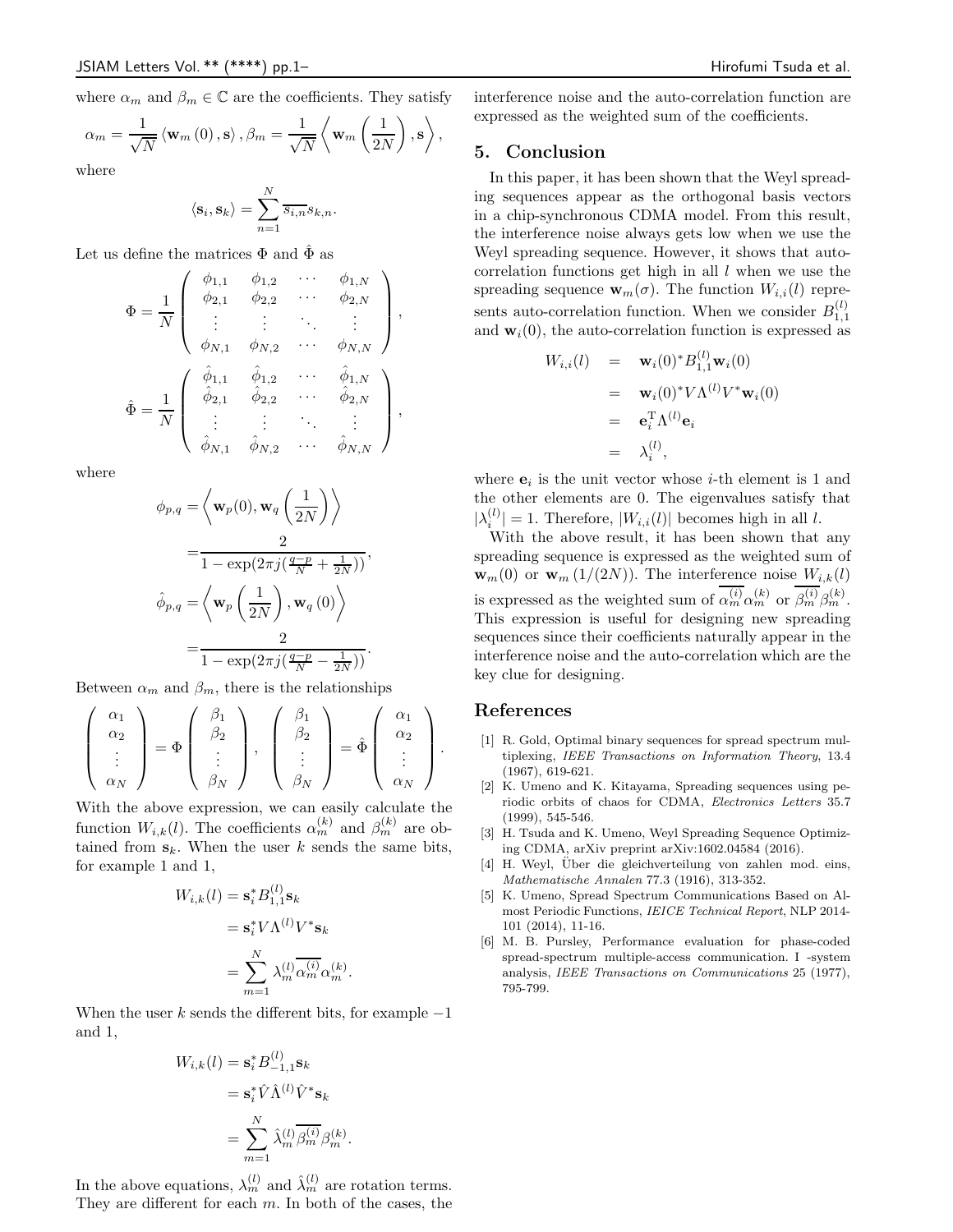where $\alpha_m$ and $\beta_m \in \mathbb{C}$ are the coefficients. They satisfy

$$\alpha_m = \frac{1}{\sqrt{N}} \langle \mathbf{w}_m(0), \mathbf{s} \rangle, \beta_m = \frac{1}{\sqrt{N}} \left\langle \mathbf{w}_m\left(\frac{1}{2N}\right), \mathbf{s} \right\rangle,$$

where

$$\langle \mathbf{s}_i, \mathbf{s}_k \rangle = \sum_{n=1}^{N} \overline{s_{i,n}} s_{k,n}.$$

Let us define the matrices $\Phi$ and $\hat{\Phi}$ as

$$\Phi = \frac{1}{N} \begin{pmatrix} \phi_{1,1} & \phi_{1,2} & \cdots & \phi_{1,N} \\ \phi_{2,1} & \phi_{2,2} & \cdots & \phi_{2,N} \\ \vdots & \vdots & \ddots & \vdots \\ \phi_{N,1} & \phi_{N,2} & \cdots & \phi_{N,N} \end{pmatrix},$$

$$\hat{\Phi} = \frac{1}{N} \begin{pmatrix} \hat{\phi}_{1,1} & \hat{\phi}_{1,2} & \cdots & \hat{\phi}_{1,N} \\ \hat{\phi}_{2,1} & \hat{\phi}_{2,2} & \cdots & \hat{\phi}_{2,N} \\ \vdots & \vdots & \ddots & \vdots \\ \hat{\phi}_{N,1} & \hat{\phi}_{N,2} & \cdots & \hat{\phi}_{N,N} \end{pmatrix},$$

where

$$\begin{aligned} \phi_{p,q} &= \left\langle \mathbf{w}_p(0), \mathbf{w}_q\left(\frac{1}{2N}\right) \right\rangle \\ &= \frac{2}{1 - \exp(2\pi j(\frac{q-p}{N} + \frac{1}{2N}))}, \\ \hat{\phi}_{p,q} &= \left\langle \mathbf{w}_p\left(\frac{1}{2N}\right), \mathbf{w}_q(0) \right\rangle \\ &= \frac{2}{1 - \exp(2\pi j(\frac{q-p}{N} - \frac{1}{2N}))}. \end{aligned}$$

Between $\alpha_m$ and $\beta_m$, there is the relationships

$$\begin{pmatrix} \alpha_1 \\ \alpha_2 \\ \vdots \\ \alpha_N \end{pmatrix} = \Phi \begin{pmatrix} \beta_1 \\ \beta_2 \\ \vdots \\ \beta_N \end{pmatrix}, \begin{pmatrix} \beta_1 \\ \beta_2 \\ \vdots \\ \beta_N \end{pmatrix} = \hat{\Phi} \begin{pmatrix} \alpha_1 \\ \alpha_2 \\ \vdots \\ \alpha_N \end{pmatrix}.$$

With the above expression, we can easily calculate the function $W_{i,k}(l)$. The coefficients $\alpha_m^{(k)}$ and $\beta_m^{(k)}$ are obtained from $\mathbf{s}_k$. When the user $k$ sends the same bits, for example 1 and 1,

$$\begin{aligned} W_{i,k}(l) &= \mathbf{s}_i^* B_{1,1}^{(l)} \mathbf{s}_k \\ &= \mathbf{s}_i^* V \Lambda^{(l)} V^* \mathbf{s}_k \\ &= \sum_{m=1}^{N} \lambda_m^{(l)} \overline{\alpha_m^{(i)}} \alpha_m^{(k)}. \end{aligned}$$

When the user $k$ sends the different bits, for example $-1$ and 1,

$$\begin{aligned} W_{i,k}(l) &= \mathbf{s}_i^* B_{-1,1}^{(l)} \mathbf{s}_k \\ &= \mathbf{s}_i^* \hat{V} \hat{\Lambda}^{(l)} \hat{V}^* \mathbf{s}_k \\ &= \sum_{m=1}^{N} \hat{\lambda}_m^{(l)} \overline{\beta_m^{(i)}} \beta_m^{(k)}. \end{aligned}$$

In the above equations, $\lambda_m^{(l)}$ and $\hat{\lambda}_m^{(l)}$ are rotation terms. They are different for each $m$. In both of the cases, the interference noise and the auto-correlation function are expressed as the weighted sum of the coefficients.

## 5. Conclusion

In this paper, it has been shown that the Weyl spreading sequences appear as the orthogonal basis vectors in a chip-synchronous CDMA model. From this result, the interference noise always gets low when we use the Weyl spreading sequence. However, it shows that auto-correlation functions get high in all $l$ when we use the spreading sequence $\mathbf{w}_m(\sigma)$. The function $W_{i,i}(l)$ represents auto-correlation function. When we consider $B_{1,1}^{(l)}$ and $\mathbf{w}_i(0)$, the auto-correlation function is expressed as

$$\begin{aligned} W_{i,i}(l) &= \mathbf{w}_i(0)^* B_{1,1}^{(l)} \mathbf{w}_i(0) \\ &= \mathbf{w}_i(0)^* V \Lambda^{(l)} V^* \mathbf{w}_i(0) \\ &= \mathbf{e}_i^{\mathrm{T}} \Lambda^{(l)} \mathbf{e}_i \\ &= \lambda_i^{(l)}, \end{aligned}$$

where $\mathbf{e}_i$ is the unit vector whose $i$-th element is 1 and the other elements are 0. The eigenvalues satisfy that $|\lambda_i^{(l)}| = 1$. Therefore, $|W_{i,i}(l)|$ becomes high in all $l$.

With the above result, it has been shown that any spreading sequence is expressed as the weighted sum of $\mathbf{w}_m(0)$ or $\mathbf{w}_m(1/(2N))$. The interference noise $W_{i,k}(l)$ is expressed as the weighted sum of $\overline{\alpha_m^{(i)}} \alpha_m^{(k)}$ or $\overline{\beta_m^{(i)}} \beta_m^{(k)}$. This expression is useful for designing new spreading sequences since their coefficients naturally appear in the interference noise and the auto-correlation which are the key clue for designing.

## References

[1] R. Gold, Optimal binary sequences for spread spectrum multiplexing, *IEEE Transactions on Information Theory*, 13.4 (1967), 619-621.

[2] K. Umeno and K. Kitayama, Spreading sequences using periodic orbits of chaos for CDMA, *Electronics Letters* 35.7 (1999), 545-546.

[3] H. Tsuda and K. Umeno, Weyl Spreading Sequence Optimizing CDMA, arXiv preprint arXiv:1602.04584 (2016).

[4] H. Weyl, Über die gleichverteilung von zahlen mod. eins, *Mathematische Annalen* 77.3 (1916), 313-352.

[5] K. Umeno, Spread Spectrum Communications Based on Almost Periodic Functions, *IEICE Technical Report*, NLP 2014-101 (2014), 11-16.

[6] M. B. Pursley, Performance evaluation for phase-coded spread-spectrum multiple-access communication. I -system analysis, *IEEE Transactions on Communications* 25 (1977), 795-799.